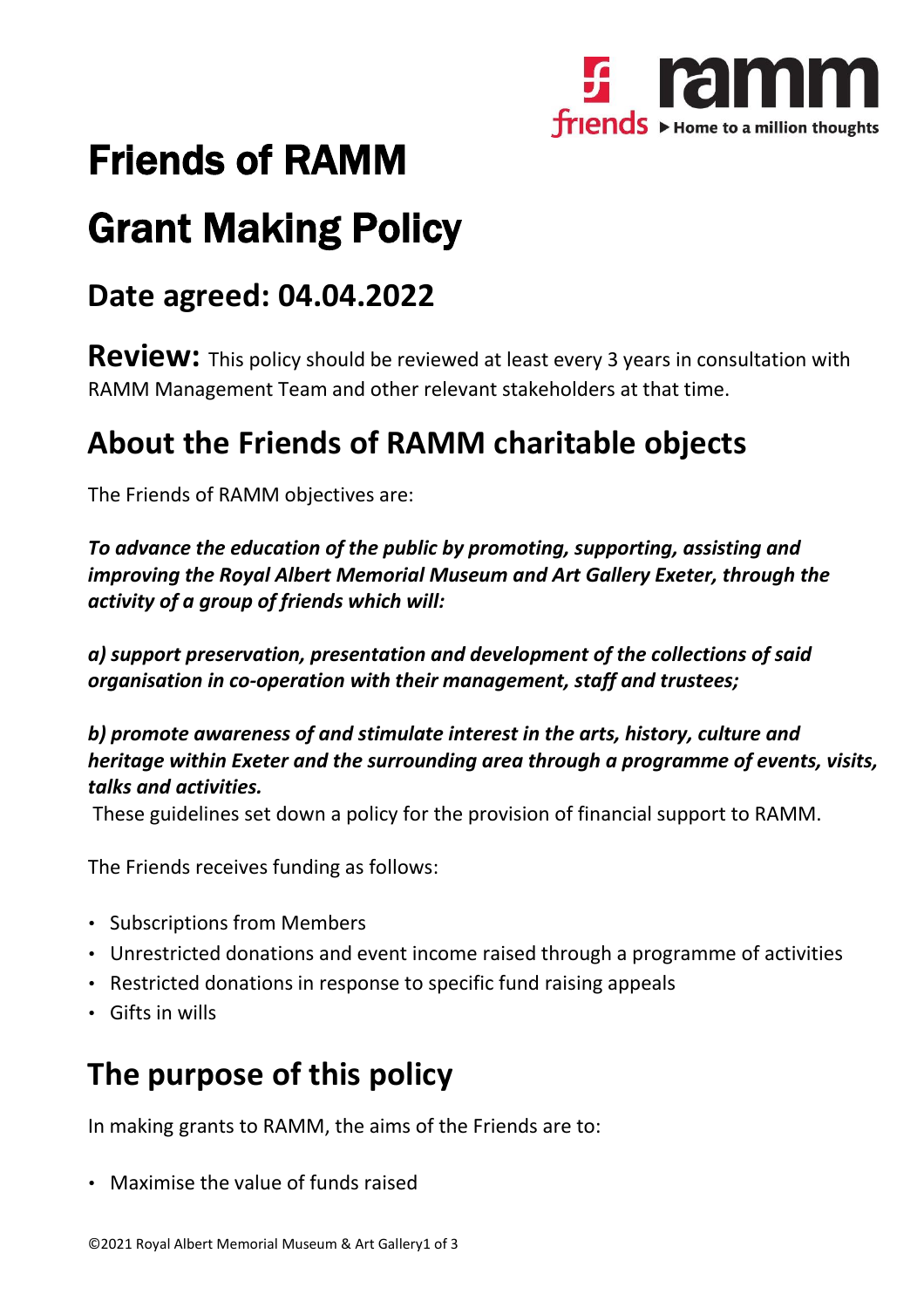# Friends of RAMM

# Grant Making Policy

## Date agreed: 04.04.2022

**Review:** This policy should be reviewed at least every 3 years in consultation with RAMM Management Team and other relevant stakeholders at that time.

## About the Friends of RAMM charitable objects

The Friends of RAMM objectives are:

***To advance the education of the public by promoting, supporting, assisting and improving the Royal Albert Memorial Museum and Art Gallery Exeter, through the activity of a group of friends which will:***

***a) support preservation, presentation and development of the collections of said organisation in co-operation with their management, staff and trustees;***

***b) promote awareness of and stimulate interest in the arts, history, culture and heritage within Exeter and the surrounding area through a programme of events, visits, talks and activities.***

These guidelines set down a policy for the provision of financial support to RAMM.

The Friends receives funding as follows:

- Subscriptions from Members
- Unrestricted donations and event income raised through a programme of activities
- Restricted donations in response to specific fund raising appeals
- Gifts in wills

## The purpose of this policy

In making grants to RAMM, the aims of the Friends are to:

- Maximise the value of funds raised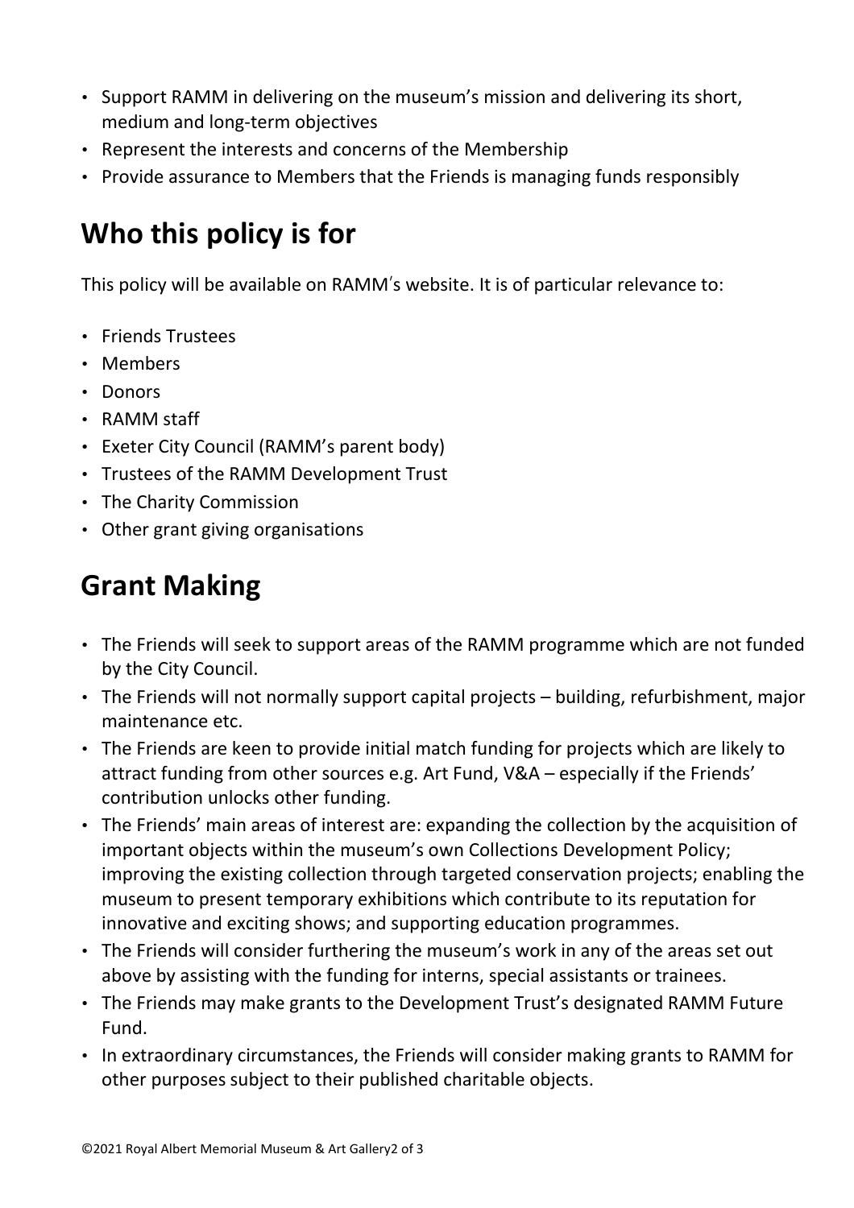- Support RAMM in delivering on the museum's mission and delivering its short, medium and long-term objectives
- Represent the interests and concerns of the Membership
- Provide assurance to Members that the Friends is managing funds responsibly

## Who this policy is for

This policy will be available on RAMM's website. It is of particular relevance to:

- Friends Trustees
- Members
- Donors
- RAMM staff
- Exeter City Council (RAMM's parent body)
- Trustees of the RAMM Development Trust
- The Charity Commission
- Other grant giving organisations

## Grant Making

- The Friends will seek to support areas of the RAMM programme which are not funded by the City Council.
- The Friends will not normally support capital projects – building, refurbishment, major maintenance etc.
- The Friends are keen to provide initial match funding for projects which are likely to attract funding from other sources e.g. Art Fund, V&A – especially if the Friends' contribution unlocks other funding.
- The Friends' main areas of interest are: expanding the collection by the acquisition of important objects within the museum's own Collections Development Policy; improving the existing collection through targeted conservation projects; enabling the museum to present temporary exhibitions which contribute to its reputation for innovative and exciting shows; and supporting education programmes.
- The Friends will consider furthering the museum's work in any of the areas set out above by assisting with the funding for interns, special assistants or trainees.
- The Friends may make grants to the Development Trust's designated RAMM Future Fund.
- In extraordinary circumstances, the Friends will consider making grants to RAMM for other purposes subject to their published charitable objects.

©2021 Royal Albert Memorial Museum & Art Gallery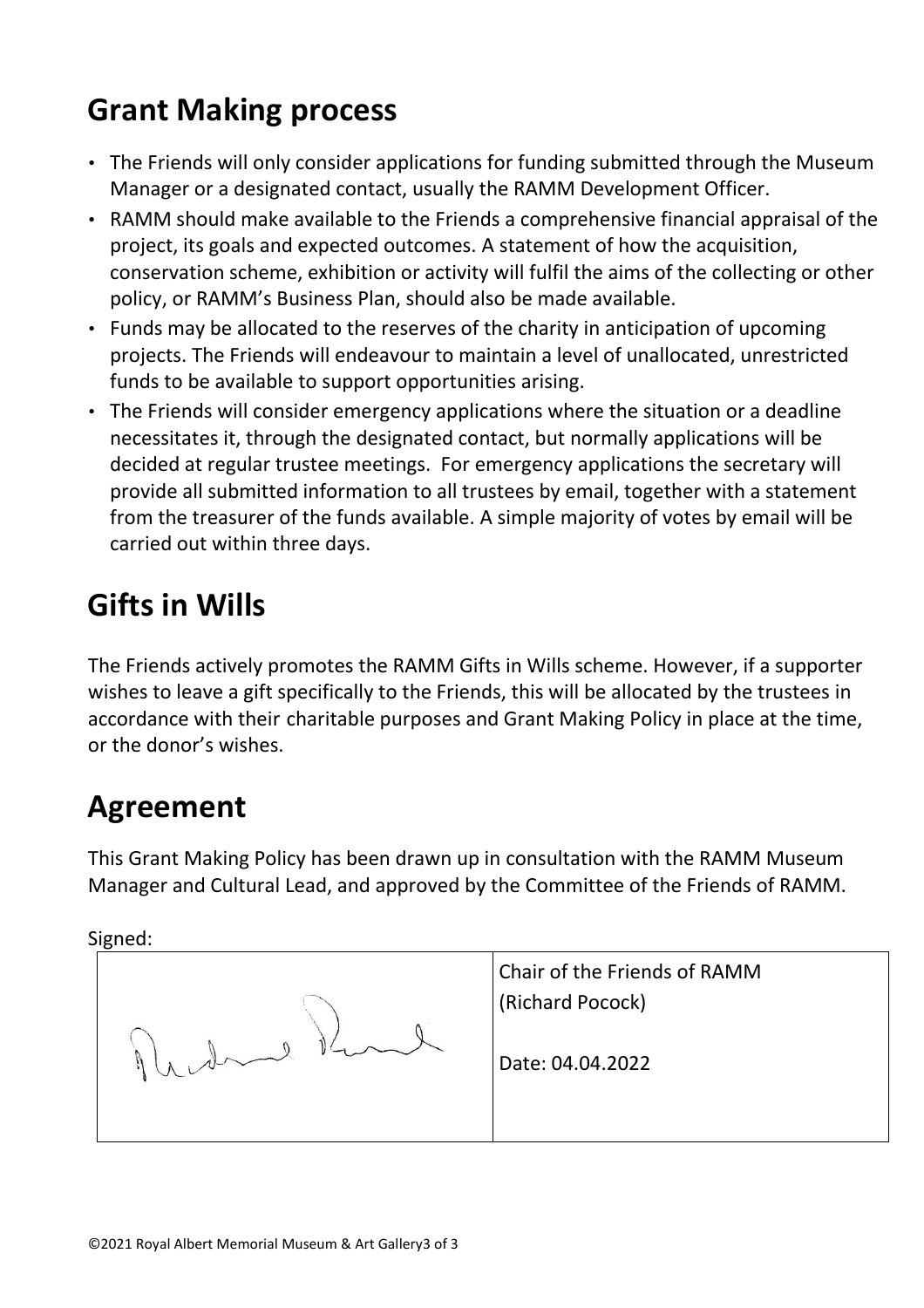## Grant Making process

- The Friends will only consider applications for funding submitted through the Museum Manager or a designated contact, usually the RAMM Development Officer.
- RAMM should make available to the Friends a comprehensive financial appraisal of the project, its goals and expected outcomes. A statement of how the acquisition, conservation scheme, exhibition or activity will fulfil the aims of the collecting or other policy, or RAMM's Business Plan, should also be made available.
- Funds may be allocated to the reserves of the charity in anticipation of upcoming projects. The Friends will endeavour to maintain a level of unallocated, unrestricted funds to be available to support opportunities arising.
- The Friends will consider emergency applications where the situation or a deadline necessitates it, through the designated contact, but normally applications will be decided at regular trustee meetings. For emergency applications the secretary will provide all submitted information to all trustees by email, together with a statement from the treasurer of the funds available. A simple majority of votes by email will be carried out within three days.

## Gifts in Wills

The Friends actively promotes the RAMM Gifts in Wills scheme. However, if a supporter wishes to leave a gift specifically to the Friends, this will be allocated by the trustees in accordance with their charitable purposes and Grant Making Policy in place at the time, or the donor's wishes.

## Agreement

This Grant Making Policy has been drawn up in consultation with the RAMM Museum Manager and Cultural Lead, and approved by the Committee of the Friends of RAMM.

Signed:

| | |
|---|---|
| [signature] | Chair of the Friends of RAMM<br>(Richard Pocock)<br><br>Date: 04.04.2022 |

©2021 Royal Albert Memorial Museum & Art Gallery